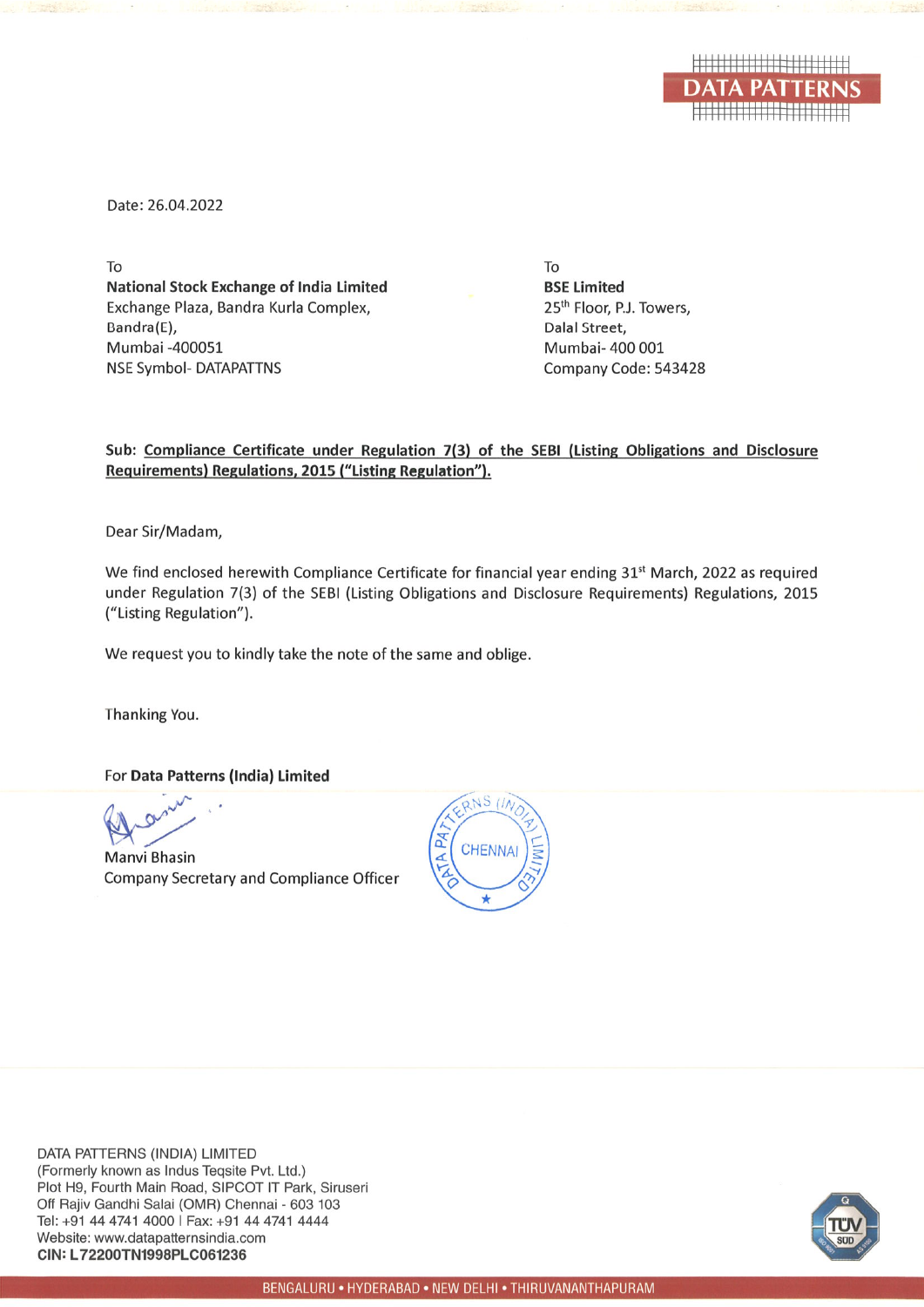Date: 26.04.2022

To
**National Stock Exchange of India Limited**
Exchange Plaza, Bandra Kurla Complex,
Bandra(E),
Mumbai -400051
NSE Symbol- DATAPATTNS

To
**BSE Limited**
25th Floor, P.J. Towers,
Dalal Street,
Mumbai- 400 001
Company Code: 543428

**Sub: Compliance Certificate under Regulation 7(3) of the SEBI (Listing Obligations and Disclosure Requirements) Regulations, 2015 ("Listing Regulation").**

Dear Sir/Madam,

We find enclosed herewith Compliance Certificate for financial year ending 31st March, 2022 as required under Regulation 7(3) of the SEBI (Listing Obligations and Disclosure Requirements) Regulations, 2015 ("Listing Regulation").

We request you to kindly take the note of the same and oblige.

Thanking You.

For **Data Patterns (India) Limited**

Manvi Bhasin
Company Secretary and Compliance Officer

DATA PATTERNS (INDIA) LIMITED
(Formerly known as Indus Teqsite Pvt. Ltd.)
Plot H9, Fourth Main Road, SIPCOT IT Park, Siruseri
Off Rajiv Gandhi Salai (OMR) Chennai - 603 103
Tel: +91 44 4741 4000 | Fax: +91 44 4741 4444
Website: www.datapatternsindia.com
**CIN: L72200TN1998PLC061236**

BENGALURU • HYDERABAD • NEW DELHI • THIRUVANANTHAPURAM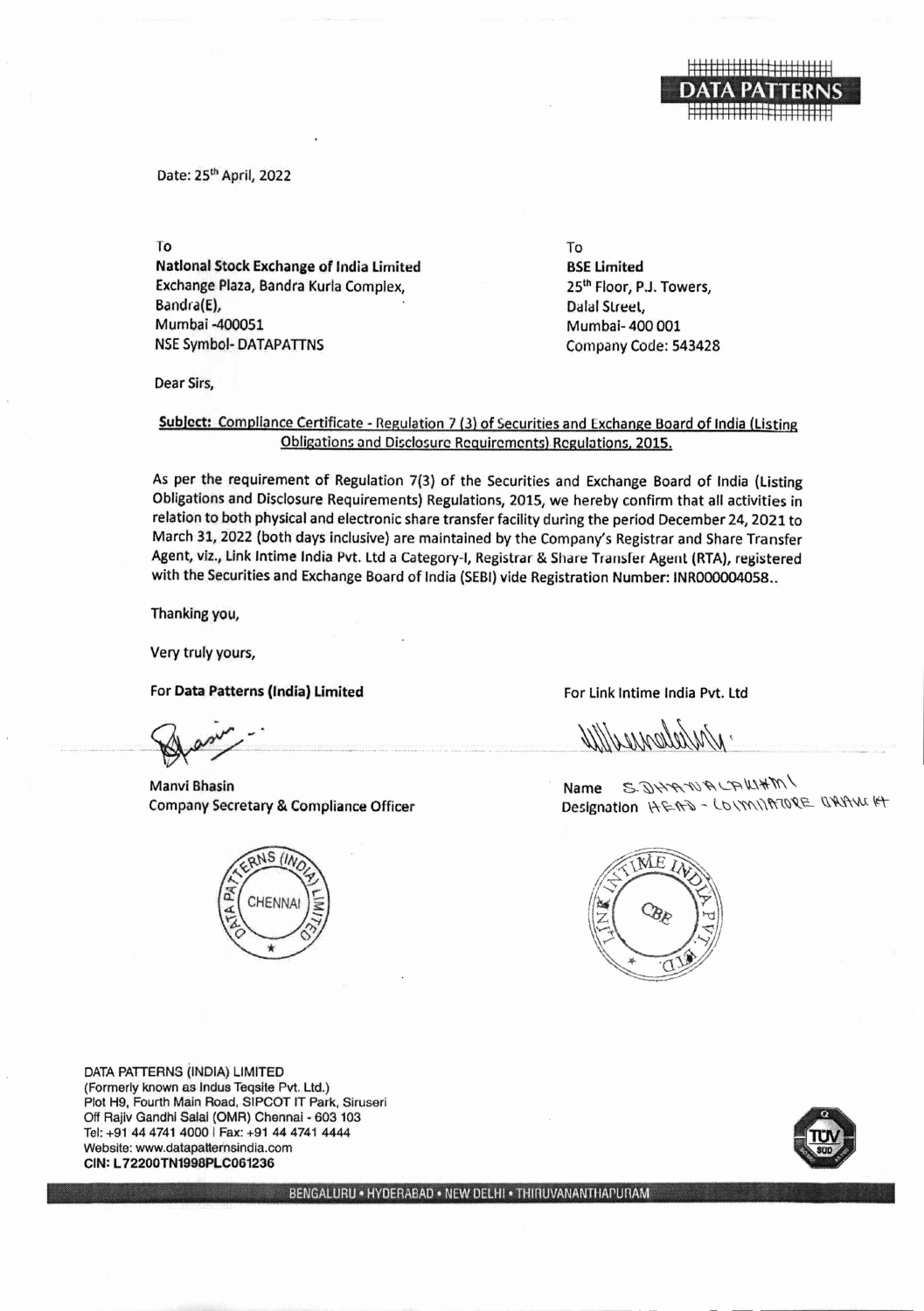DATA PATTERNS

Date: 25th April, 2022

To
**National Stock Exchange of India Limited**
Exchange Plaza, Bandra Kurla Complex,
Bandra(E),
Mumbai -400051
NSE Symbol- DATAPATTNS

To
**BSE Limited**
25th Floor, P.J. Towers,
Dalal Street,
Mumbai- 400 001
Company Code: 543428

Dear Sirs,

**Subject: Compliance Certificate - Regulation 7 (3) of Securities and Exchange Board of India (Listing Obligations and Disclosure Requirements) Regulations, 2015.**

As per the requirement of Regulation 7(3) of the Securities and Exchange Board of India (Listing Obligations and Disclosure Requirements) Regulations, 2015, we hereby confirm that all activities in relation to both physical and electronic share transfer facility during the period December 24, 2021 to March 31, 2022 (both days inclusive) are maintained by the Company's Registrar and Share Transfer Agent, viz., Link Intime India Pvt. Ltd a Category-I, Registrar & Share Transfer Agent (RTA), registered with the Securities and Exchange Board of India (SEBI) vide Registration Number: INR000004058..

Thanking you,

Very truly yours,

**For Data Patterns (India) Limited**

Manvi Bhasin
Company Secretary & Compliance Officer

For Link Intime India Pvt. Ltd

Name S. DHANALAKSHMI
Designation HEAD - COIMBATORE BRANCH

DATA PATTERNS (INDIA) LIMITED
(Formerly known as Indus Teqsite Pvt. Ltd.)
Plot H9, Fourth Main Road, SIPCOT IT Park, Siruseri
Off Rajiv Gandhi Salai (OMR) Chennai - 603 103
Tel: +91 44 4741 4000 | Fax: +91 44 4741 4444
Website: www.datapatternsindia.com
**CIN: L72200TN1998PLC061236**

BENGALURU • HYDERABAD • NEW DELHI • THIRUVANANTHAPURAM